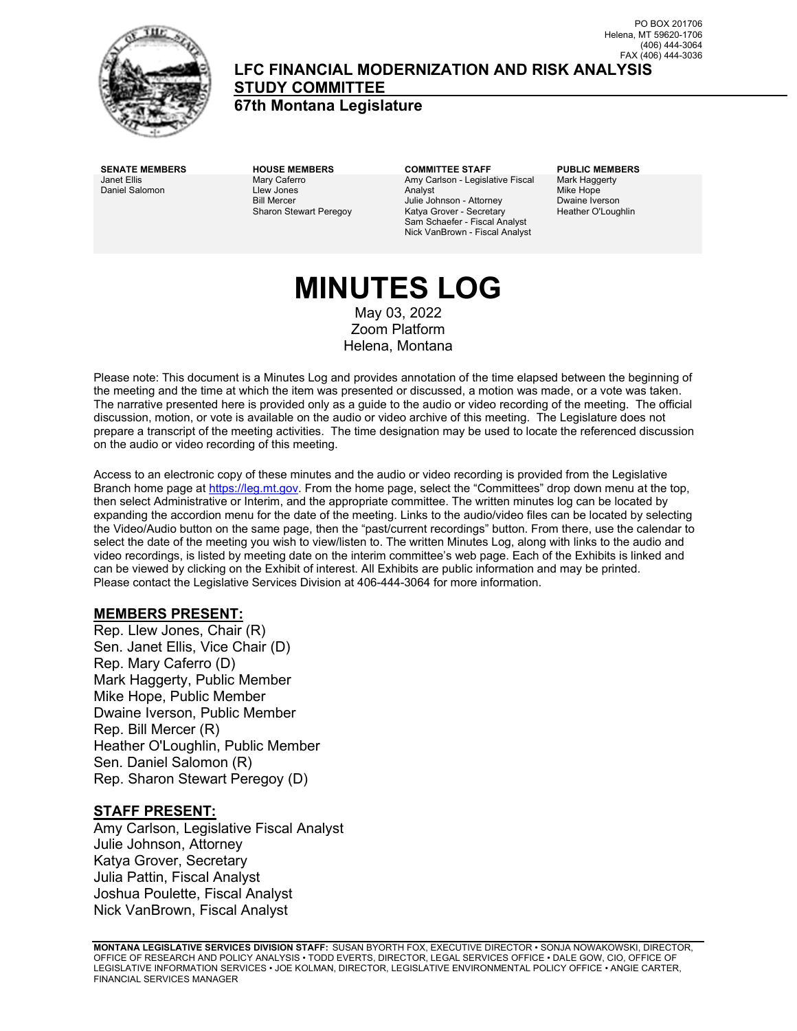PO BOX 201706
Helena, MT 59620-1706
(406) 444-3064
FAX (406) 444-3036

# LFC FINANCIAL MODERNIZATION AND RISK ANALYSIS STUDY COMMITTEE

## 67th Montana Legislature

| SENATE MEMBERS | HOUSE MEMBERS | COMMITTEE STAFF | PUBLIC MEMBERS |
|---|---|---|---|
| Janet Ellis | Mary Caferro | Amy Carlson - Legislative Fiscal Analyst | Mark Haggerty |
| Daniel Salomon | Llew Jones | Julie Johnson - Attorney | Mike Hope |
| | Bill Mercer | Katya Grover - Secretary | Dwaine Iverson |
| | Sharon Stewart Peregoy | Sam Schaefer - Fiscal Analyst | Heather O'Loughlin |
| | | Nick VanBrown - Fiscal Analyst | |

# MINUTES LOG

May 03, 2022
Zoom Platform
Helena, Montana

Please note: This document is a Minutes Log and provides annotation of the time elapsed between the beginning of the meeting and the time at which the item was presented or discussed, a motion was made, or a vote was taken. The narrative presented here is provided only as a guide to the audio or video recording of the meeting. The official discussion, motion, or vote is available on the audio or video archive of this meeting. The Legislature does not prepare a transcript of the meeting activities. The time designation may be used to locate the referenced discussion on the audio or video recording of this meeting.

Access to an electronic copy of these minutes and the audio or video recording is provided from the Legislative Branch home page at https://leg.mt.gov. From the home page, select the "Committees" drop down menu at the top, then select Administrative or Interim, and the appropriate committee. The written minutes log can be located by expanding the accordion menu for the date of the meeting. Links to the audio/video files can be located by selecting the Video/Audio button on the same page, then the "past/current recordings" button. From there, use the calendar to select the date of the meeting you wish to view/listen to. The written Minutes Log, along with links to the audio and video recordings, is listed by meeting date on the interim committee's web page. Each of the Exhibits is linked and can be viewed by clicking on the Exhibit of interest. All Exhibits are public information and may be printed. Please contact the Legislative Services Division at 406-444-3064 for more information.

## MEMBERS PRESENT:

Rep. Llew Jones, Chair (R)
Sen. Janet Ellis, Vice Chair (D)
Rep. Mary Caferro (D)
Mark Haggerty, Public Member
Mike Hope, Public Member
Dwaine Iverson, Public Member
Rep. Bill Mercer (R)
Heather O'Loughlin, Public Member
Sen. Daniel Salomon (R)
Rep. Sharon Stewart Peregoy (D)

## STAFF PRESENT:

Amy Carlson, Legislative Fiscal Analyst
Julie Johnson, Attorney
Katya Grover, Secretary
Julia Pattin, Fiscal Analyst
Joshua Poulette, Fiscal Analyst
Nick VanBrown, Fiscal Analyst

**MONTANA LEGISLATIVE SERVICES DIVISION STAFF:** SUSAN BYORTH FOX, EXECUTIVE DIRECTOR • SONJA NOWAKOWSKI, DIRECTOR, OFFICE OF RESEARCH AND POLICY ANALYSIS • TODD EVERTS, DIRECTOR, LEGAL SERVICES OFFICE • DALE GOW, CIO, OFFICE OF LEGISLATIVE INFORMATION SERVICES • JOE KOLMAN, DIRECTOR, LEGISLATIVE ENVIRONMENTAL POLICY OFFICE • ANGIE CARTER, FINANCIAL SERVICES MANAGER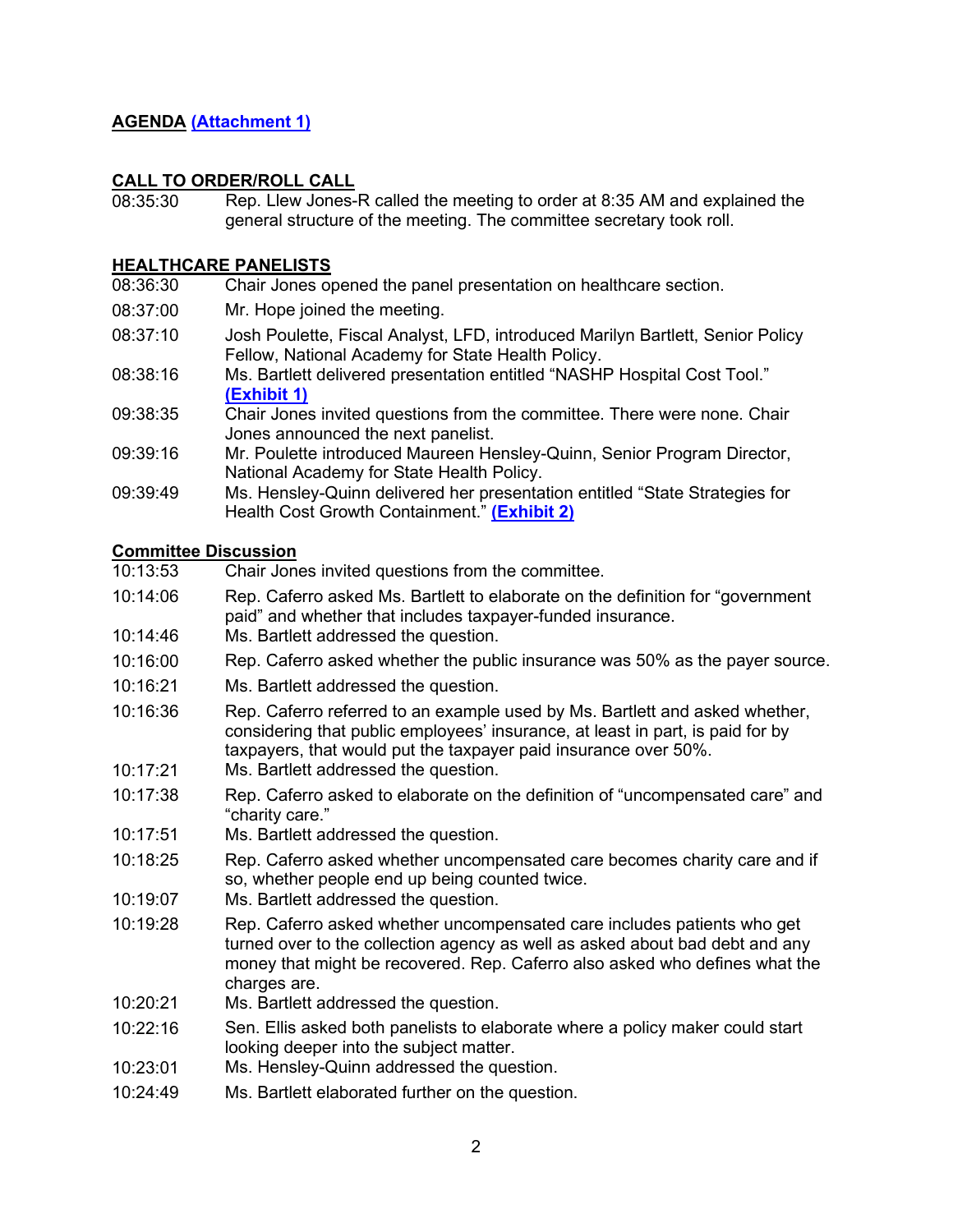**AGENDA [(Attachment 1)]**

**CALL TO ORDER/ROLL CALL**

08:35:30 Rep. Llew Jones-R called the meeting to order at 8:35 AM and explained the general structure of the meeting. The committee secretary took roll.

**HEALTHCARE PANELISTS**

08:36:30 Chair Jones opened the panel presentation on healthcare section.

08:37:00 Mr. Hope joined the meeting.

08:37:10 Josh Poulette, Fiscal Analyst, LFD, introduced Marilyn Bartlett, Senior Policy Fellow, National Academy for State Health Policy.

08:38:16 Ms. Bartlett delivered presentation entitled "NASHP Hospital Cost Tool." **(Exhibit 1)**

09:38:35 Chair Jones invited questions from the committee. There were none. Chair Jones announced the next panelist.

09:39:16 Mr. Poulette introduced Maureen Hensley-Quinn, Senior Program Director, National Academy for State Health Policy.

09:39:49 Ms. Hensley-Quinn delivered her presentation entitled "State Strategies for Health Cost Growth Containment." **(Exhibit 2)**

**Committee Discussion**

10:13:53 Chair Jones invited questions from the committee.

10:14:06 Rep. Caferro asked Ms. Bartlett to elaborate on the definition for "government paid" and whether that includes taxpayer-funded insurance.

10:14:46 Ms. Bartlett addressed the question.

10:16:00 Rep. Caferro asked whether the public insurance was 50% as the payer source.

10:16:21 Ms. Bartlett addressed the question.

10:16:36 Rep. Caferro referred to an example used by Ms. Bartlett and asked whether, considering that public employees' insurance, at least in part, is paid for by taxpayers, that would put the taxpayer paid insurance over 50%.

10:17:21 Ms. Bartlett addressed the question.

10:17:38 Rep. Caferro asked to elaborate on the definition of "uncompensated care" and "charity care."

10:17:51 Ms. Bartlett addressed the question.

10:18:25 Rep. Caferro asked whether uncompensated care becomes charity care and if so, whether people end up being counted twice.

10:19:07 Ms. Bartlett addressed the question.

10:19:28 Rep. Caferro asked whether uncompensated care includes patients who get turned over to the collection agency as well as asked about bad debt and any money that might be recovered. Rep. Caferro also asked who defines what the charges are.

10:20:21 Ms. Bartlett addressed the question.

10:22:16 Sen. Ellis asked both panelists to elaborate where a policy maker could start looking deeper into the subject matter.

10:23:01 Ms. Hensley-Quinn addressed the question.

10:24:49 Ms. Bartlett elaborated further on the question.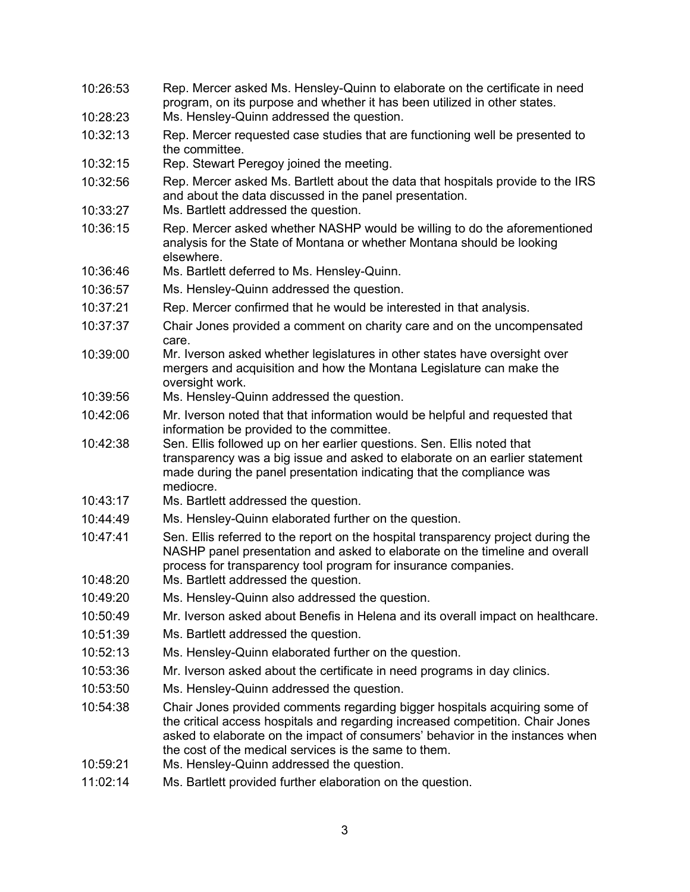| | |
|---|---|
| 10:26:53 | Rep. Mercer asked Ms. Hensley-Quinn to elaborate on the certificate in need program, on its purpose and whether it has been utilized in other states. |
| 10:28:23 | Ms. Hensley-Quinn addressed the question. |
| 10:32:13 | Rep. Mercer requested case studies that are functioning well be presented to the committee. |
| 10:32:15 | Rep. Stewart Peregoy joined the meeting. |
| 10:32:56 | Rep. Mercer asked Ms. Bartlett about the data that hospitals provide to the IRS and about the data discussed in the panel presentation. |
| 10:33:27 | Ms. Bartlett addressed the question. |
| 10:36:15 | Rep. Mercer asked whether NASHP would be willing to do the aforementioned analysis for the State of Montana or whether Montana should be looking elsewhere. |
| 10:36:46 | Ms. Bartlett deferred to Ms. Hensley-Quinn. |
| 10:36:57 | Ms. Hensley-Quinn addressed the question. |
| 10:37:21 | Rep. Mercer confirmed that he would be interested in that analysis. |
| 10:37:37 | Chair Jones provided a comment on charity care and on the uncompensated care. |
| 10:39:00 | Mr. Iverson asked whether legislatures in other states have oversight over mergers and acquisition and how the Montana Legislature can make the oversight work. |
| 10:39:56 | Ms. Hensley-Quinn addressed the question. |
| 10:42:06 | Mr. Iverson noted that that information would be helpful and requested that information be provided to the committee. |
| 10:42:38 | Sen. Ellis followed up on her earlier questions. Sen. Ellis noted that transparency was a big issue and asked to elaborate on an earlier statement made during the panel presentation indicating that the compliance was mediocre. |
| 10:43:17 | Ms. Bartlett addressed the question. |
| 10:44:49 | Ms. Hensley-Quinn elaborated further on the question. |
| 10:47:41 | Sen. Ellis referred to the report on the hospital transparency project during the NASHP panel presentation and asked to elaborate on the timeline and overall process for transparency tool program for insurance companies. |
| 10:48:20 | Ms. Bartlett addressed the question. |
| 10:49:20 | Ms. Hensley-Quinn also addressed the question. |
| 10:50:49 | Mr. Iverson asked about Benefis in Helena and its overall impact on healthcare. |
| 10:51:39 | Ms. Bartlett addressed the question. |
| 10:52:13 | Ms. Hensley-Quinn elaborated further on the question. |
| 10:53:36 | Mr. Iverson asked about the certificate in need programs in day clinics. |
| 10:53:50 | Ms. Hensley-Quinn addressed the question. |
| 10:54:38 | Chair Jones provided comments regarding bigger hospitals acquiring some of the critical access hospitals and regarding increased competition. Chair Jones asked to elaborate on the impact of consumers' behavior in the instances when the cost of the medical services is the same to them. |
| 10:59:21 | Ms. Hensley-Quinn addressed the question. |
| 11:02:14 | Ms. Bartlett provided further elaboration on the question. |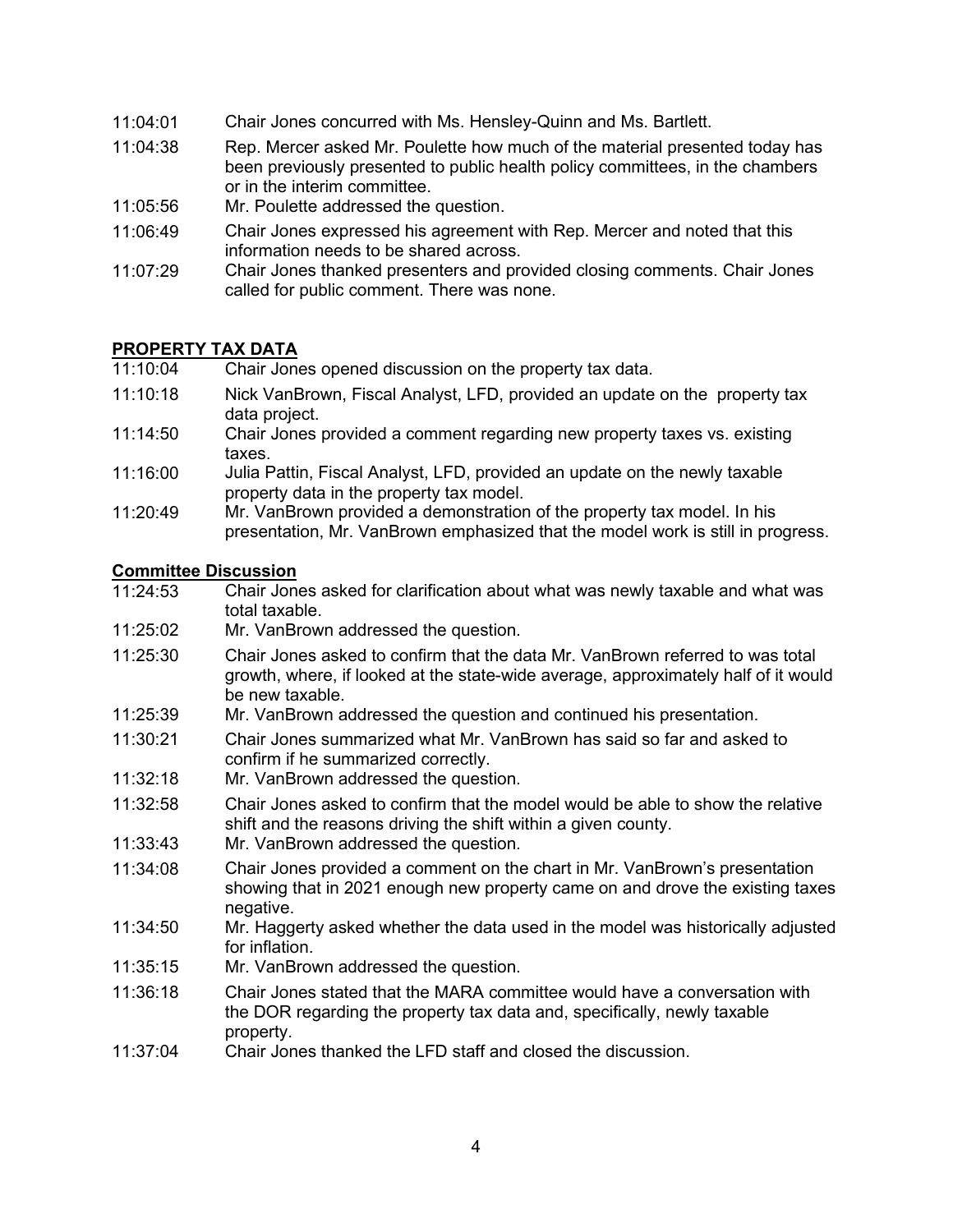| | |
|---|---|
| 11:04:01 | Chair Jones concurred with Ms. Hensley-Quinn and Ms. Bartlett. |
| 11:04:38 | Rep. Mercer asked Mr. Poulette how much of the material presented today has been previously presented to public health policy committees, in the chambers or in the interim committee. |
| 11:05:56 | Mr. Poulette addressed the question. |
| 11:06:49 | Chair Jones expressed his agreement with Rep. Mercer and noted that this information needs to be shared across. |
| 11:07:29 | Chair Jones thanked presenters and provided closing comments. Chair Jones called for public comment. There was none. |

**PROPERTY TAX DATA**

| | |
|---|---|
| 11:10:04 | Chair Jones opened discussion on the property tax data. |
| 11:10:18 | Nick VanBrown, Fiscal Analyst, LFD, provided an update on the property tax data project. |
| 11:14:50 | Chair Jones provided a comment regarding new property taxes vs. existing taxes. |
| 11:16:00 | Julia Pattin, Fiscal Analyst, LFD, provided an update on the newly taxable property data in the property tax model. |
| 11:20:49 | Mr. VanBrown provided a demonstration of the property tax model. In his presentation, Mr. VanBrown emphasized that the model work is still in progress. |

**Committee Discussion**

| | |
|---|---|
| 11:24:53 | Chair Jones asked for clarification about what was newly taxable and what was total taxable. |
| 11:25:02 | Mr. VanBrown addressed the question. |
| 11:25:30 | Chair Jones asked to confirm that the data Mr. VanBrown referred to was total growth, where, if looked at the state-wide average, approximately half of it would be new taxable. |
| 11:25:39 | Mr. VanBrown addressed the question and continued his presentation. |
| 11:30:21 | Chair Jones summarized what Mr. VanBrown has said so far and asked to confirm if he summarized correctly. |
| 11:32:18 | Mr. VanBrown addressed the question. |
| 11:32:58 | Chair Jones asked to confirm that the model would be able to show the relative shift and the reasons driving the shift within a given county. |
| 11:33:43 | Mr. VanBrown addressed the question. |
| 11:34:08 | Chair Jones provided a comment on the chart in Mr. VanBrown's presentation showing that in 2021 enough new property came on and drove the existing taxes negative. |
| 11:34:50 | Mr. Haggerty asked whether the data used in the model was historically adjusted for inflation. |
| 11:35:15 | Mr. VanBrown addressed the question. |
| 11:36:18 | Chair Jones stated that the MARA committee would have a conversation with the DOR regarding the property tax data and, specifically, newly taxable property. |
| 11:37:04 | Chair Jones thanked the LFD staff and closed the discussion. |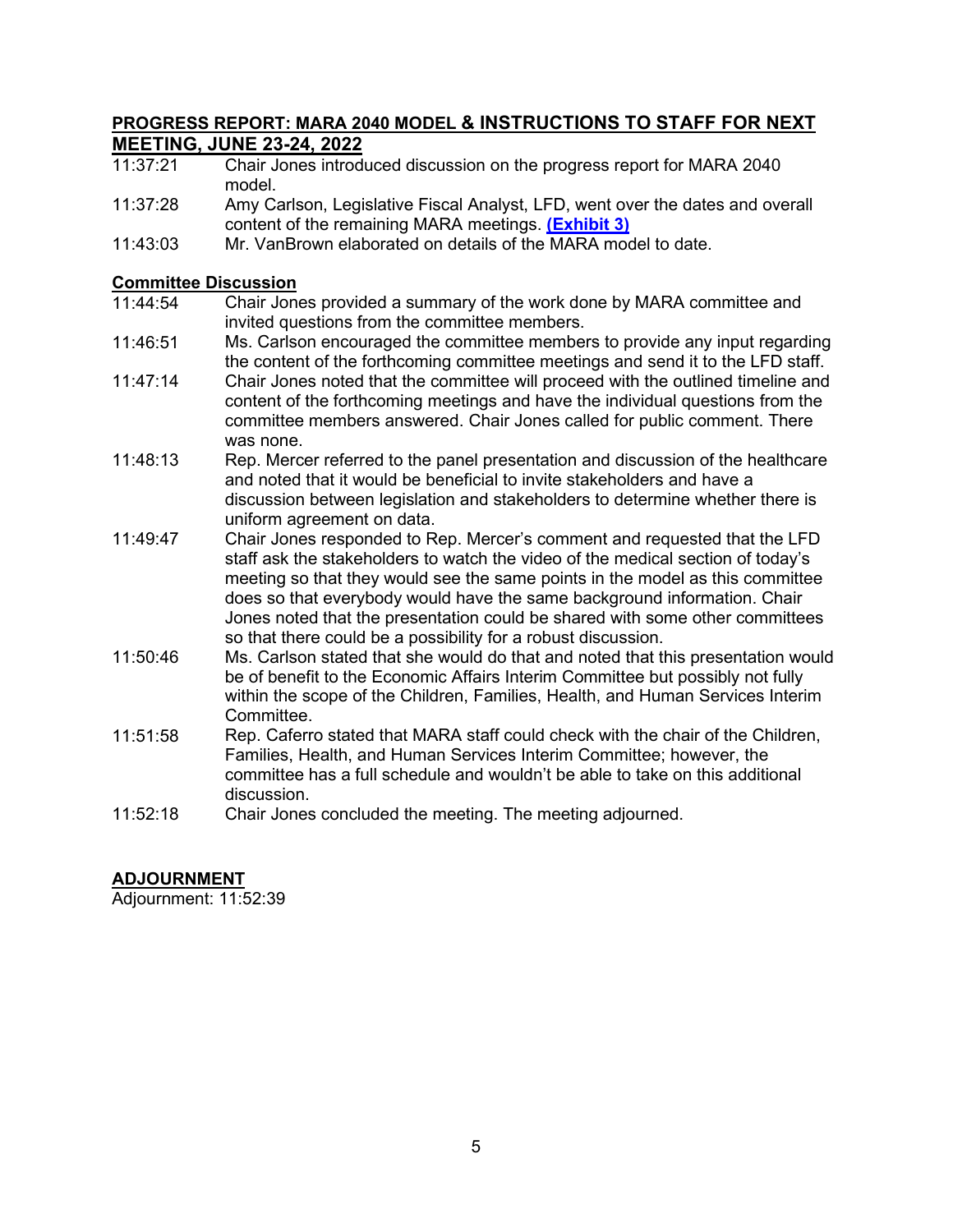## PROGRESS REPORT: MARA 2040 MODEL & INSTRUCTIONS TO STAFF FOR NEXT MEETING, JUNE 23-24, 2022

| | |
|---|---|
| 11:37:21 | Chair Jones introduced discussion on the progress report for MARA 2040 model. |
| 11:37:28 | Amy Carlson, Legislative Fiscal Analyst, LFD, went over the dates and overall content of the remaining MARA meetings. **(Exhibit 3)** |
| 11:43:03 | Mr. VanBrown elaborated on details of the MARA model to date. |

### Committee Discussion

| | |
|---|---|
| 11:44:54 | Chair Jones provided a summary of the work done by MARA committee and invited questions from the committee members. |
| 11:46:51 | Ms. Carlson encouraged the committee members to provide any input regarding the content of the forthcoming committee meetings and send it to the LFD staff. |
| 11:47:14 | Chair Jones noted that the committee will proceed with the outlined timeline and content of the forthcoming meetings and have the individual questions from the committee members answered. Chair Jones called for public comment. There was none. |
| 11:48:13 | Rep. Mercer referred to the panel presentation and discussion of the healthcare and noted that it would be beneficial to invite stakeholders and have a discussion between legislation and stakeholders to determine whether there is uniform agreement on data. |
| 11:49:47 | Chair Jones responded to Rep. Mercer's comment and requested that the LFD staff ask the stakeholders to watch the video of the medical section of today's meeting so that they would see the same points in the model as this committee does so that everybody would have the same background information. Chair Jones noted that the presentation could be shared with some other committees so that there could be a possibility for a robust discussion. |
| 11:50:46 | Ms. Carlson stated that she would do that and noted that this presentation would be of benefit to the Economic Affairs Interim Committee but possibly not fully within the scope of the Children, Families, Health, and Human Services Interim Committee. |
| 11:51:58 | Rep. Caferro stated that MARA staff could check with the chair of the Children, Families, Health, and Human Services Interim Committee; however, the committee has a full schedule and wouldn't be able to take on this additional discussion. |
| 11:52:18 | Chair Jones concluded the meeting. The meeting adjourned. |

## ADJOURNMENT

Adjournment: 11:52:39